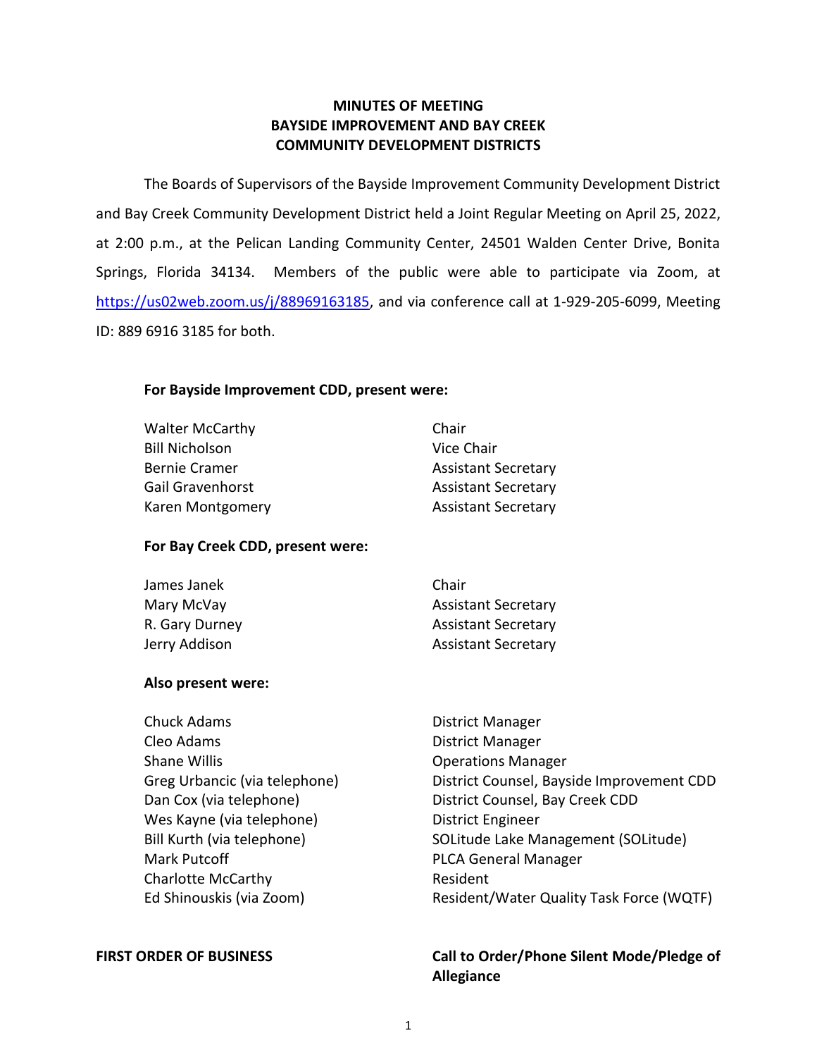# MINUTES OF MEETING
## BAYSIDE IMPROVEMENT AND BAY CREEK
## COMMUNITY DEVELOPMENT DISTRICTS

The Boards of Supervisors of the Bayside Improvement Community Development District and Bay Creek Community Development District held a Joint Regular Meeting on April 25, 2022, at 2:00 p.m., at the Pelican Landing Community Center, 24501 Walden Center Drive, Bonita Springs, Florida 34134. Members of the public were able to participate via Zoom, at https://us02web.zoom.us/j/88969163185, and via conference call at 1-929-205-6099, Meeting ID: 889 6916 3185 for both.

**For Bayside Improvement CDD, present were:**

| | |
|---|---|
| Walter McCarthy | Chair |
| Bill Nicholson | Vice Chair |
| Bernie Cramer | Assistant Secretary |
| Gail Gravenhorst | Assistant Secretary |
| Karen Montgomery | Assistant Secretary |

**For Bay Creek CDD, present were:**

| | |
|---|---|
| James Janek | Chair |
| Mary McVay | Assistant Secretary |
| R. Gary Durney | Assistant Secretary |
| Jerry Addison | Assistant Secretary |

**Also present were:**

| | |
|---|---|
| Chuck Adams | District Manager |
| Cleo Adams | District Manager |
| Shane Willis | Operations Manager |
| Greg Urbancic (via telephone) | District Counsel, Bayside Improvement CDD |
| Dan Cox (via telephone) | District Counsel, Bay Creek CDD |
| Wes Kayne (via telephone) | District Engineer |
| Bill Kurth (via telephone) | SOLitude Lake Management (SOLitude) |
| Mark Putcoff | PLCA General Manager |
| Charlotte McCarthy | Resident |
| Ed Shinouskis (via Zoom) | Resident/Water Quality Task Force (WQTF) |

**FIRST ORDER OF BUSINESS** **Call to Order/Phone Silent Mode/Pledge of Allegiance**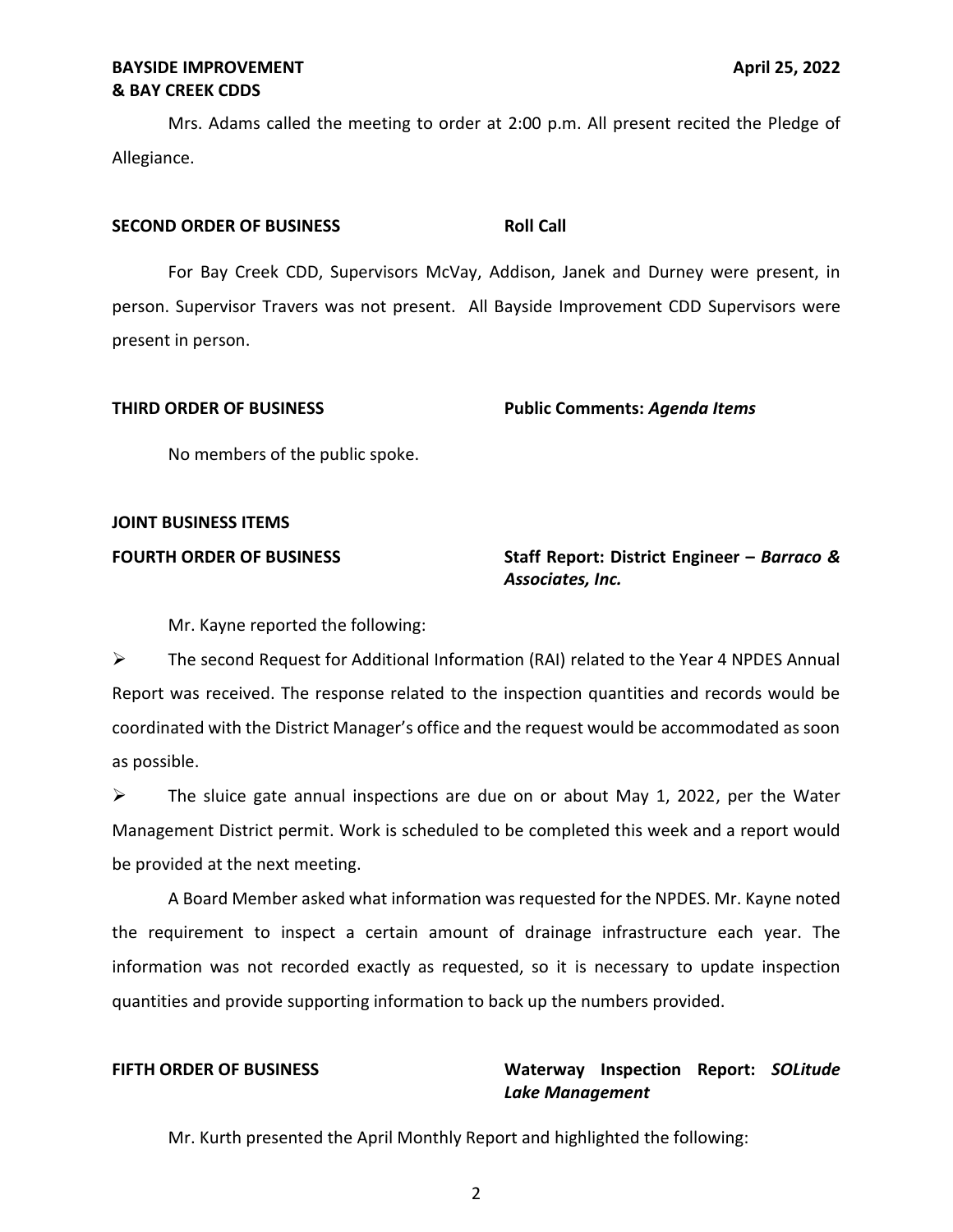Mrs. Adams called the meeting to order at 2:00 p.m. All present recited the Pledge of Allegiance.

**SECOND ORDER OF BUSINESS** **Roll Call**

For Bay Creek CDD, Supervisors McVay, Addison, Janek and Durney were present, in person. Supervisor Travers was not present. All Bayside Improvement CDD Supervisors were present in person.

**THIRD ORDER OF BUSINESS** **Public Comments:** ***Agenda Items***

No members of the public spoke.

**JOINT BUSINESS ITEMS**

**FOURTH ORDER OF BUSINESS** **Staff Report: District Engineer –** ***Barraco & Associates, Inc.***

Mr. Kayne reported the following:

- The second Request for Additional Information (RAI) related to the Year 4 NPDES Annual Report was received. The response related to the inspection quantities and records would be coordinated with the District Manager's office and the request would be accommodated as soon as possible.
- The sluice gate annual inspections are due on or about May 1, 2022, per the Water Management District permit. Work is scheduled to be completed this week and a report would be provided at the next meeting.

A Board Member asked what information was requested for the NPDES. Mr. Kayne noted the requirement to inspect a certain amount of drainage infrastructure each year. The information was not recorded exactly as requested, so it is necessary to update inspection quantities and provide supporting information to back up the numbers provided.

**FIFTH ORDER OF BUSINESS** **Waterway Inspection Report:** ***SOLitude Lake Management***

Mr. Kurth presented the April Monthly Report and highlighted the following: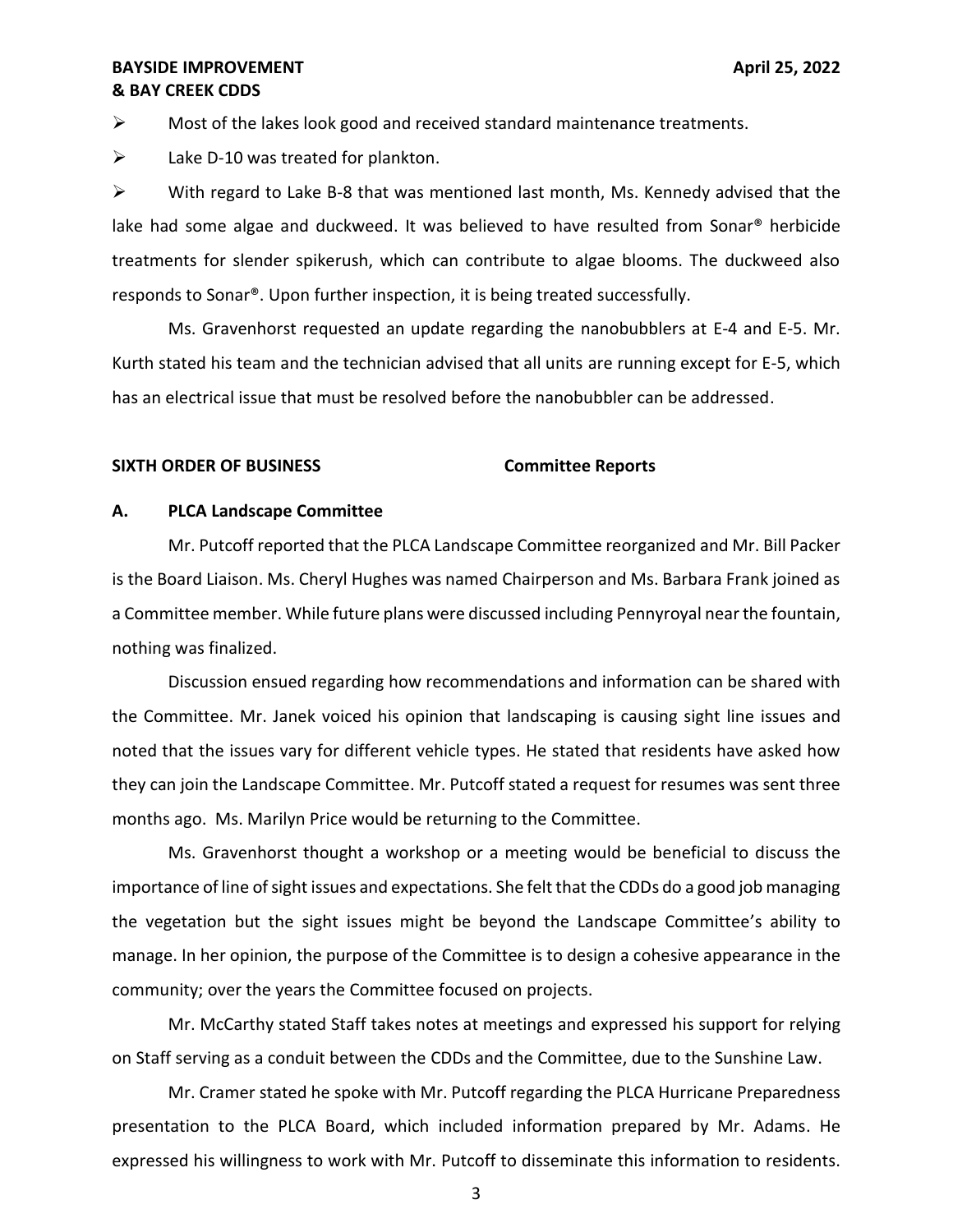- Most of the lakes look good and received standard maintenance treatments.
- Lake D-10 was treated for plankton.
- With regard to Lake B-8 that was mentioned last month, Ms. Kennedy advised that the lake had some algae and duckweed. It was believed to have resulted from Sonar® herbicide treatments for slender spikerush, which can contribute to algae blooms. The duckweed also responds to Sonar®. Upon further inspection, it is being treated successfully.

Ms. Gravenhorst requested an update regarding the nanobubblers at E-4 and E-5. Mr. Kurth stated his team and the technician advised that all units are running except for E-5, which has an electrical issue that must be resolved before the nanobubbler can be addressed.

**SIXTH ORDER OF BUSINESS** **Committee Reports**

**A. PLCA Landscape Committee**

Mr. Putcoff reported that the PLCA Landscape Committee reorganized and Mr. Bill Packer is the Board Liaison. Ms. Cheryl Hughes was named Chairperson and Ms. Barbara Frank joined as a Committee member. While future plans were discussed including Pennyroyal near the fountain, nothing was finalized.

Discussion ensued regarding how recommendations and information can be shared with the Committee. Mr. Janek voiced his opinion that landscaping is causing sight line issues and noted that the issues vary for different vehicle types. He stated that residents have asked how they can join the Landscape Committee. Mr. Putcoff stated a request for resumes was sent three months ago. Ms. Marilyn Price would be returning to the Committee.

Ms. Gravenhorst thought a workshop or a meeting would be beneficial to discuss the importance of line of sight issues and expectations. She felt that the CDDs do a good job managing the vegetation but the sight issues might be beyond the Landscape Committee's ability to manage. In her opinion, the purpose of the Committee is to design a cohesive appearance in the community; over the years the Committee focused on projects.

Mr. McCarthy stated Staff takes notes at meetings and expressed his support for relying on Staff serving as a conduit between the CDDs and the Committee, due to the Sunshine Law.

Mr. Cramer stated he spoke with Mr. Putcoff regarding the PLCA Hurricane Preparedness presentation to the PLCA Board, which included information prepared by Mr. Adams. He expressed his willingness to work with Mr. Putcoff to disseminate this information to residents.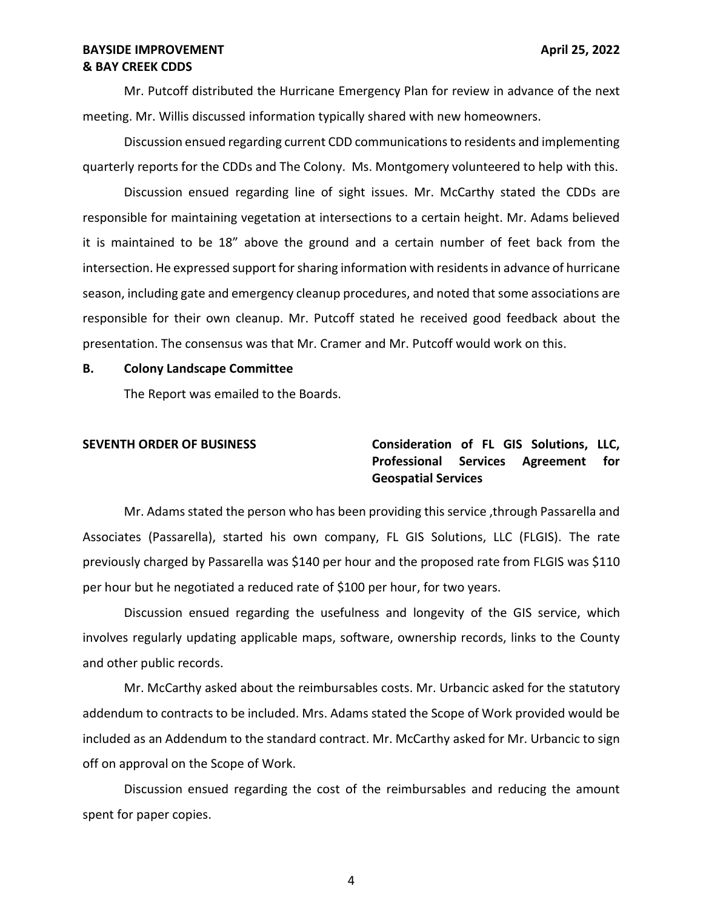Mr. Putcoff distributed the Hurricane Emergency Plan for review in advance of the next meeting. Mr. Willis discussed information typically shared with new homeowners.

Discussion ensued regarding current CDD communications to residents and implementing quarterly reports for the CDDs and The Colony. Ms. Montgomery volunteered to help with this.

Discussion ensued regarding line of sight issues. Mr. McCarthy stated the CDDs are responsible for maintaining vegetation at intersections to a certain height. Mr. Adams believed it is maintained to be 18" above the ground and a certain number of feet back from the intersection. He expressed support for sharing information with residents in advance of hurricane season, including gate and emergency cleanup procedures, and noted that some associations are responsible for their own cleanup. Mr. Putcoff stated he received good feedback about the presentation. The consensus was that Mr. Cramer and Mr. Putcoff would work on this.

**B. Colony Landscape Committee**

The Report was emailed to the Boards.

**SEVENTH ORDER OF BUSINESS** **Consideration of FL GIS Solutions, LLC, Professional Services Agreement for Geospatial Services**

Mr. Adams stated the person who has been providing this service ,through Passarella and Associates (Passarella), started his own company, FL GIS Solutions, LLC (FLGIS). The rate previously charged by Passarella was $140 per hour and the proposed rate from FLGIS was $110 per hour but he negotiated a reduced rate of $100 per hour, for two years.

Discussion ensued regarding the usefulness and longevity of the GIS service, which involves regularly updating applicable maps, software, ownership records, links to the County and other public records.

Mr. McCarthy asked about the reimbursables costs. Mr. Urbancic asked for the statutory addendum to contracts to be included. Mrs. Adams stated the Scope of Work provided would be included as an Addendum to the standard contract. Mr. McCarthy asked for Mr. Urbancic to sign off on approval on the Scope of Work.

Discussion ensued regarding the cost of the reimbursables and reducing the amount spent for paper copies.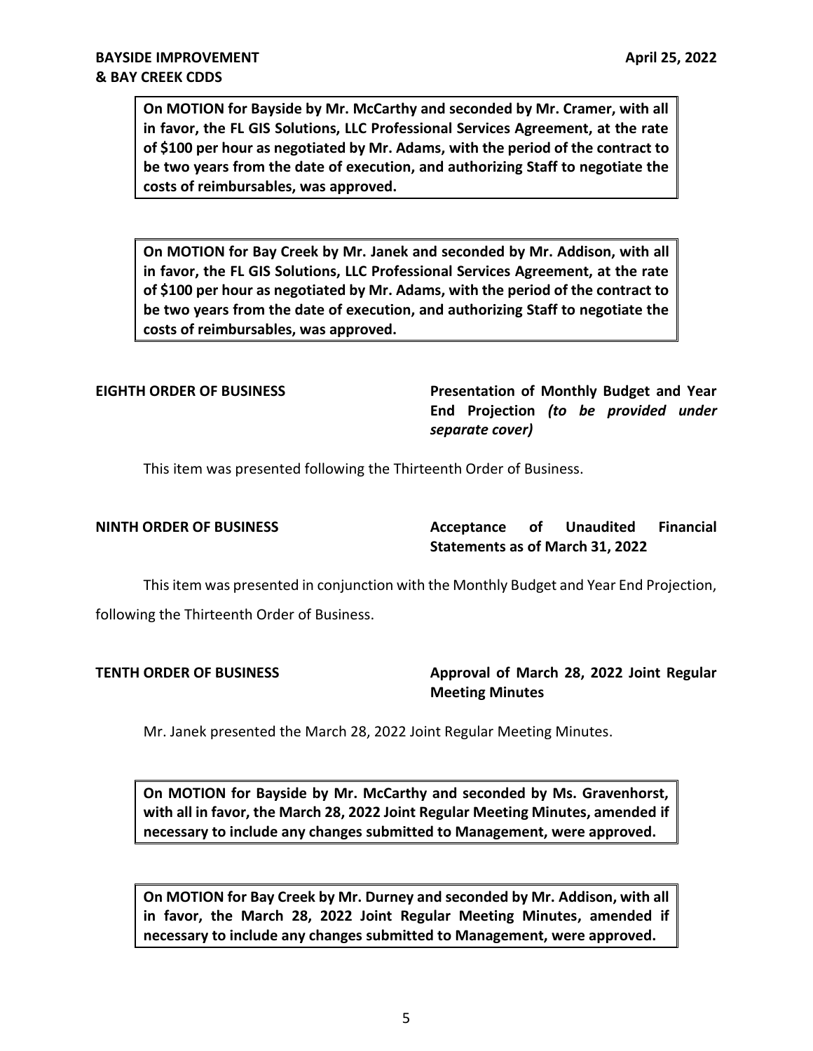**On MOTION for Bayside by Mr. McCarthy and seconded by Mr. Cramer, with all in favor, the FL GIS Solutions, LLC Professional Services Agreement, at the rate of $100 per hour as negotiated by Mr. Adams, with the period of the contract to be two years from the date of execution, and authorizing Staff to negotiate the costs of reimbursables, was approved.**

**On MOTION for Bay Creek by Mr. Janek and seconded by Mr. Addison, with all in favor, the FL GIS Solutions, LLC Professional Services Agreement, at the rate of $100 per hour as negotiated by Mr. Adams, with the period of the contract to be two years from the date of execution, and authorizing Staff to negotiate the costs of reimbursables, was approved.**

**EIGHTH ORDER OF BUSINESS** — **Presentation of Monthly Budget and Year End Projection** ***(to be provided under separate cover)***

This item was presented following the Thirteenth Order of Business.

**NINTH ORDER OF BUSINESS** — **Acceptance of Unaudited Financial Statements as of March 31, 2022**

This item was presented in conjunction with the Monthly Budget and Year End Projection, following the Thirteenth Order of Business.

**TENTH ORDER OF BUSINESS** — **Approval of March 28, 2022 Joint Regular Meeting Minutes**

Mr. Janek presented the March 28, 2022 Joint Regular Meeting Minutes.

**On MOTION for Bayside by Mr. McCarthy and seconded by Ms. Gravenhorst, with all in favor, the March 28, 2022 Joint Regular Meeting Minutes, amended if necessary to include any changes submitted to Management, were approved.**

**On MOTION for Bay Creek by Mr. Durney and seconded by Mr. Addison, with all in favor, the March 28, 2022 Joint Regular Meeting Minutes, amended if necessary to include any changes submitted to Management, were approved.**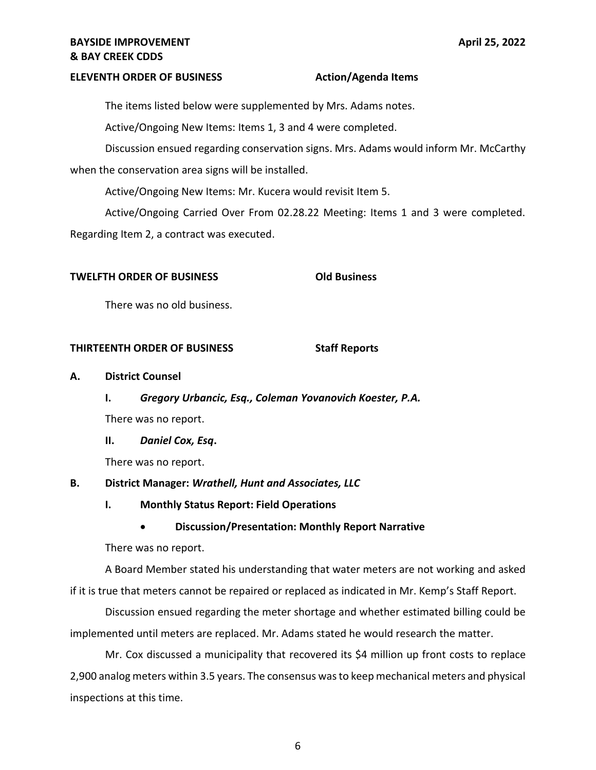**ELEVENTH ORDER OF BUSINESS** **Action/Agenda Items**

The items listed below were supplemented by Mrs. Adams notes.

Active/Ongoing New Items: Items 1, 3 and 4 were completed.

Discussion ensued regarding conservation signs. Mrs. Adams would inform Mr. McCarthy when the conservation area signs will be installed.

Active/Ongoing New Items: Mr. Kucera would revisit Item 5.

Active/Ongoing Carried Over From 02.28.22 Meeting: Items 1 and 3 were completed. Regarding Item 2, a contract was executed.

**TWELFTH ORDER OF BUSINESS** **Old Business**

There was no old business.

**THIRTEENTH ORDER OF BUSINESS** **Staff Reports**

**A. District Counsel**

**I.** ***Gregory Urbancic, Esq., Coleman Yovanovich Koester, P.A.***

There was no report.

**II.** ***Daniel Cox, Esq*****.**

There was no report.

**B. District Manager:** ***Wrathell, Hunt and Associates, LLC***

**I. Monthly Status Report: Field Operations**

- **Discussion/Presentation: Monthly Report Narrative**

There was no report.

A Board Member stated his understanding that water meters are not working and asked if it is true that meters cannot be repaired or replaced as indicated in Mr. Kemp's Staff Report.

Discussion ensued regarding the meter shortage and whether estimated billing could be implemented until meters are replaced. Mr. Adams stated he would research the matter.

Mr. Cox discussed a municipality that recovered its $4 million up front costs to replace 2,900 analog meters within 3.5 years. The consensus was to keep mechanical meters and physical inspections at this time.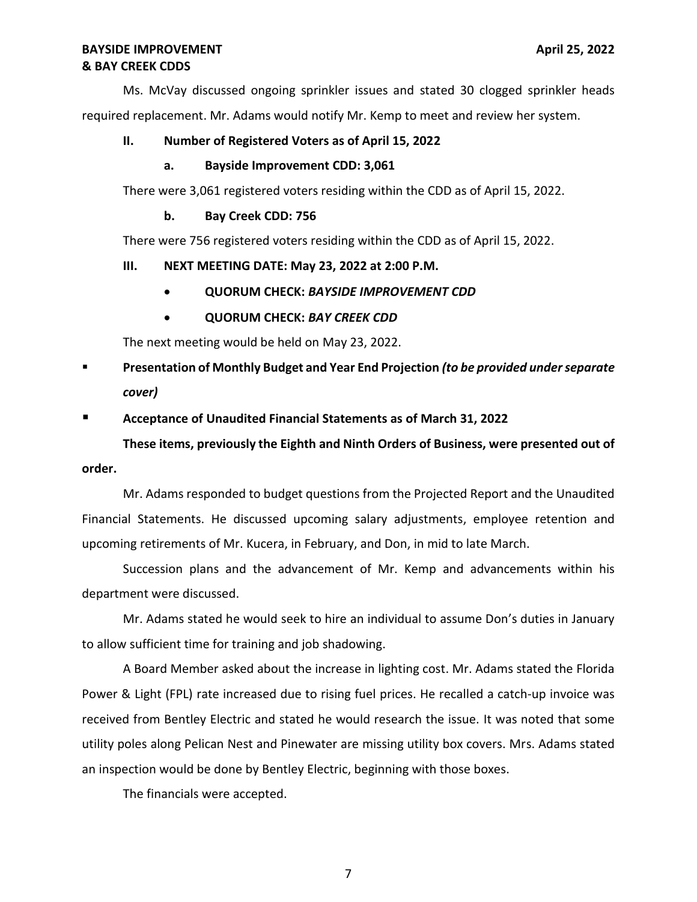Ms. McVay discussed ongoing sprinkler issues and stated 30 clogged sprinkler heads required replacement. Mr. Adams would notify Mr. Kemp to meet and review her system.

**II. Number of Registered Voters as of April 15, 2022**

**a. Bayside Improvement CDD: 3,061**

There were 3,061 registered voters residing within the CDD as of April 15, 2022.

**b. Bay Creek CDD: 756**

There were 756 registered voters residing within the CDD as of April 15, 2022.

**III. NEXT MEETING DATE: May 23, 2022 at 2:00 P.M.**

- **QUORUM CHECK:** ***BAYSIDE IMPROVEMENT CDD***
- **QUORUM CHECK:** ***BAY CREEK CDD***

The next meeting would be held on May 23, 2022.

- **Presentation of Monthly Budget and Year End Projection** ***(to be provided under separate cover)***
- **Acceptance of Unaudited Financial Statements as of March 31, 2022**

**These items, previously the Eighth and Ninth Orders of Business, were presented out of order.**

Mr. Adams responded to budget questions from the Projected Report and the Unaudited Financial Statements. He discussed upcoming salary adjustments, employee retention and upcoming retirements of Mr. Kucera, in February, and Don, in mid to late March.

Succession plans and the advancement of Mr. Kemp and advancements within his department were discussed.

Mr. Adams stated he would seek to hire an individual to assume Don's duties in January to allow sufficient time for training and job shadowing.

A Board Member asked about the increase in lighting cost. Mr. Adams stated the Florida Power & Light (FPL) rate increased due to rising fuel prices. He recalled a catch-up invoice was received from Bentley Electric and stated he would research the issue. It was noted that some utility poles along Pelican Nest and Pinewater are missing utility box covers. Mrs. Adams stated an inspection would be done by Bentley Electric, beginning with those boxes.

The financials were accepted.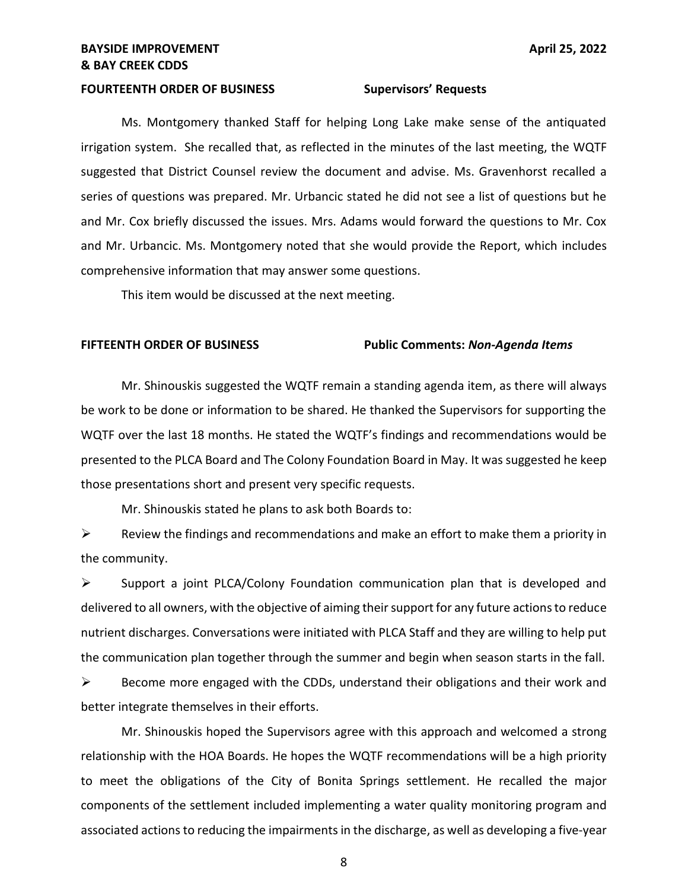**FOURTEENTH ORDER OF BUSINESS Supervisors' Requests**

Ms. Montgomery thanked Staff for helping Long Lake make sense of the antiquated irrigation system. She recalled that, as reflected in the minutes of the last meeting, the WQTF suggested that District Counsel review the document and advise. Ms. Gravenhorst recalled a series of questions was prepared. Mr. Urbancic stated he did not see a list of questions but he and Mr. Cox briefly discussed the issues. Mrs. Adams would forward the questions to Mr. Cox and Mr. Urbancic. Ms. Montgomery noted that she would provide the Report, which includes comprehensive information that may answer some questions.

This item would be discussed at the next meeting.

**FIFTEENTH ORDER OF BUSINESS Public Comments: *Non-Agenda Items***

Mr. Shinouskis suggested the WQTF remain a standing agenda item, as there will always be work to be done or information to be shared. He thanked the Supervisors for supporting the WQTF over the last 18 months. He stated the WQTF's findings and recommendations would be presented to the PLCA Board and The Colony Foundation Board in May. It was suggested he keep those presentations short and present very specific requests.

Mr. Shinouskis stated he plans to ask both Boards to:

- Review the findings and recommendations and make an effort to make them a priority in the community.
- Support a joint PLCA/Colony Foundation communication plan that is developed and delivered to all owners, with the objective of aiming their support for any future actions to reduce nutrient discharges. Conversations were initiated with PLCA Staff and they are willing to help put the communication plan together through the summer and begin when season starts in the fall.
- Become more engaged with the CDDs, understand their obligations and their work and better integrate themselves in their efforts.

Mr. Shinouskis hoped the Supervisors agree with this approach and welcomed a strong relationship with the HOA Boards. He hopes the WQTF recommendations will be a high priority to meet the obligations of the City of Bonita Springs settlement. He recalled the major components of the settlement included implementing a water quality monitoring program and associated actions to reducing the impairments in the discharge, as well as developing a five-year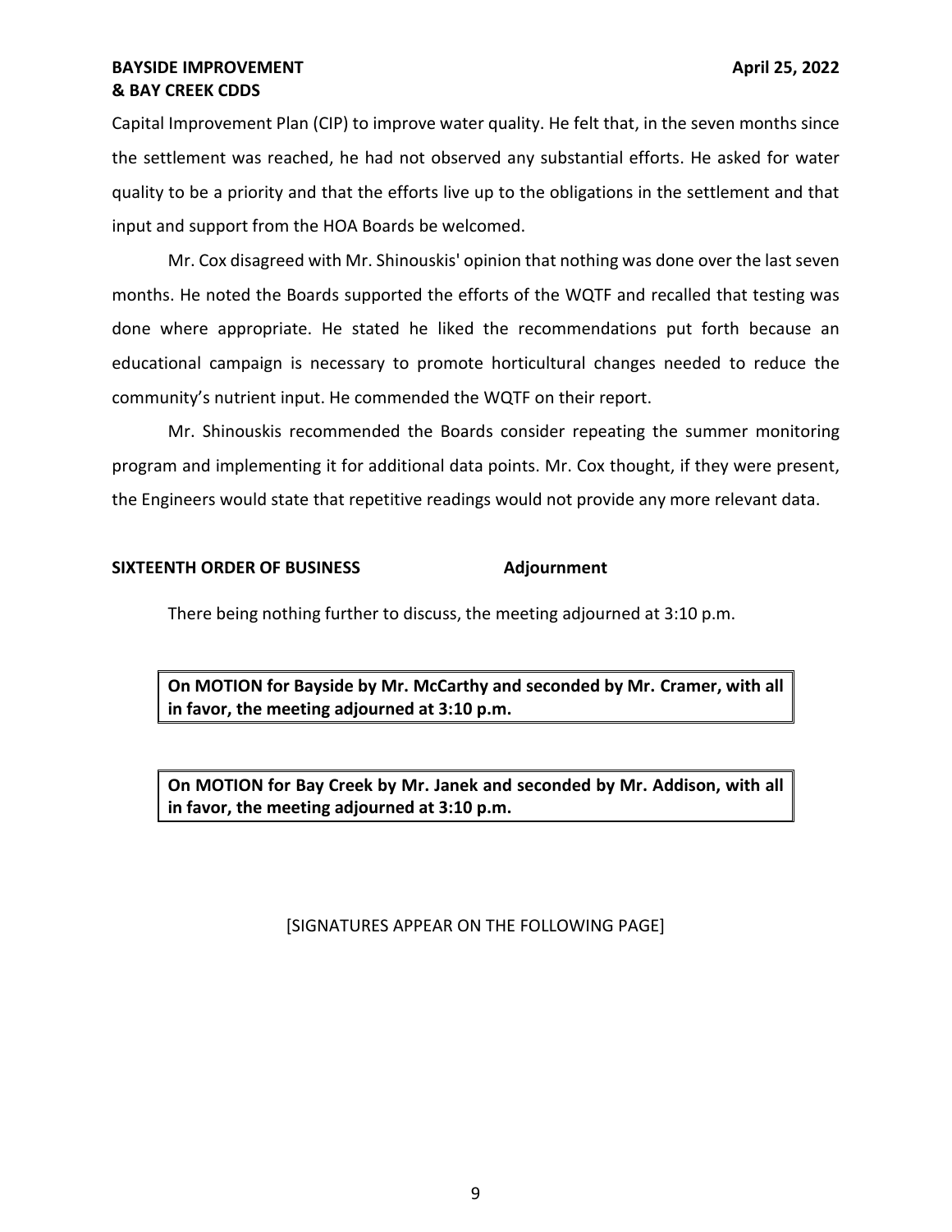Capital Improvement Plan (CIP) to improve water quality. He felt that, in the seven months since the settlement was reached, he had not observed any substantial efforts. He asked for water quality to be a priority and that the efforts live up to the obligations in the settlement and that input and support from the HOA Boards be welcomed.

Mr. Cox disagreed with Mr. Shinouskis' opinion that nothing was done over the last seven months. He noted the Boards supported the efforts of the WQTF and recalled that testing was done where appropriate. He stated he liked the recommendations put forth because an educational campaign is necessary to promote horticultural changes needed to reduce the community's nutrient input. He commended the WQTF on their report.

Mr. Shinouskis recommended the Boards consider repeating the summer monitoring program and implementing it for additional data points. Mr. Cox thought, if they were present, the Engineers would state that repetitive readings would not provide any more relevant data.

**SIXTEENTH ORDER OF BUSINESS** **Adjournment**

There being nothing further to discuss, the meeting adjourned at 3:10 p.m.

**On MOTION for Bayside by Mr. McCarthy and seconded by Mr. Cramer, with all in favor, the meeting adjourned at 3:10 p.m.**

**On MOTION for Bay Creek by Mr. Janek and seconded by Mr. Addison, with all in favor, the meeting adjourned at 3:10 p.m.**

[SIGNATURES APPEAR ON THE FOLLOWING PAGE]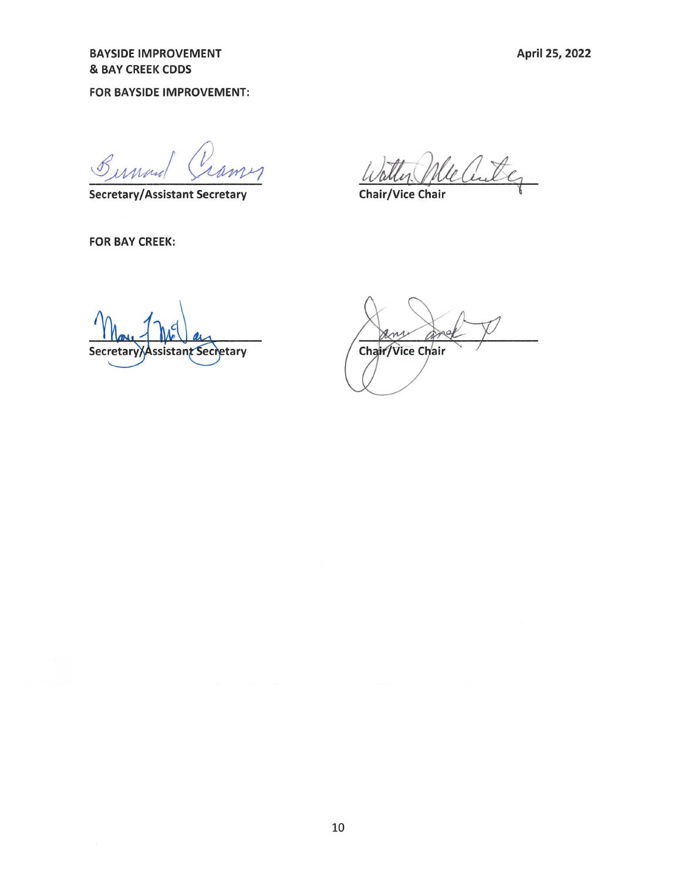**BAYSIDE IMPROVEMENT**
**& BAY CREEK CDDS**

**April 25, 2022**

**FOR BAYSIDE IMPROVEMENT:**

______________________________
**Secretary/Assistant Secretary**

______________________________
**Chair/Vice Chair**

**FOR BAY CREEK:**

______________________________
**Secretary/Assistant Secretary**

______________________________
**Chair/Vice Chair**